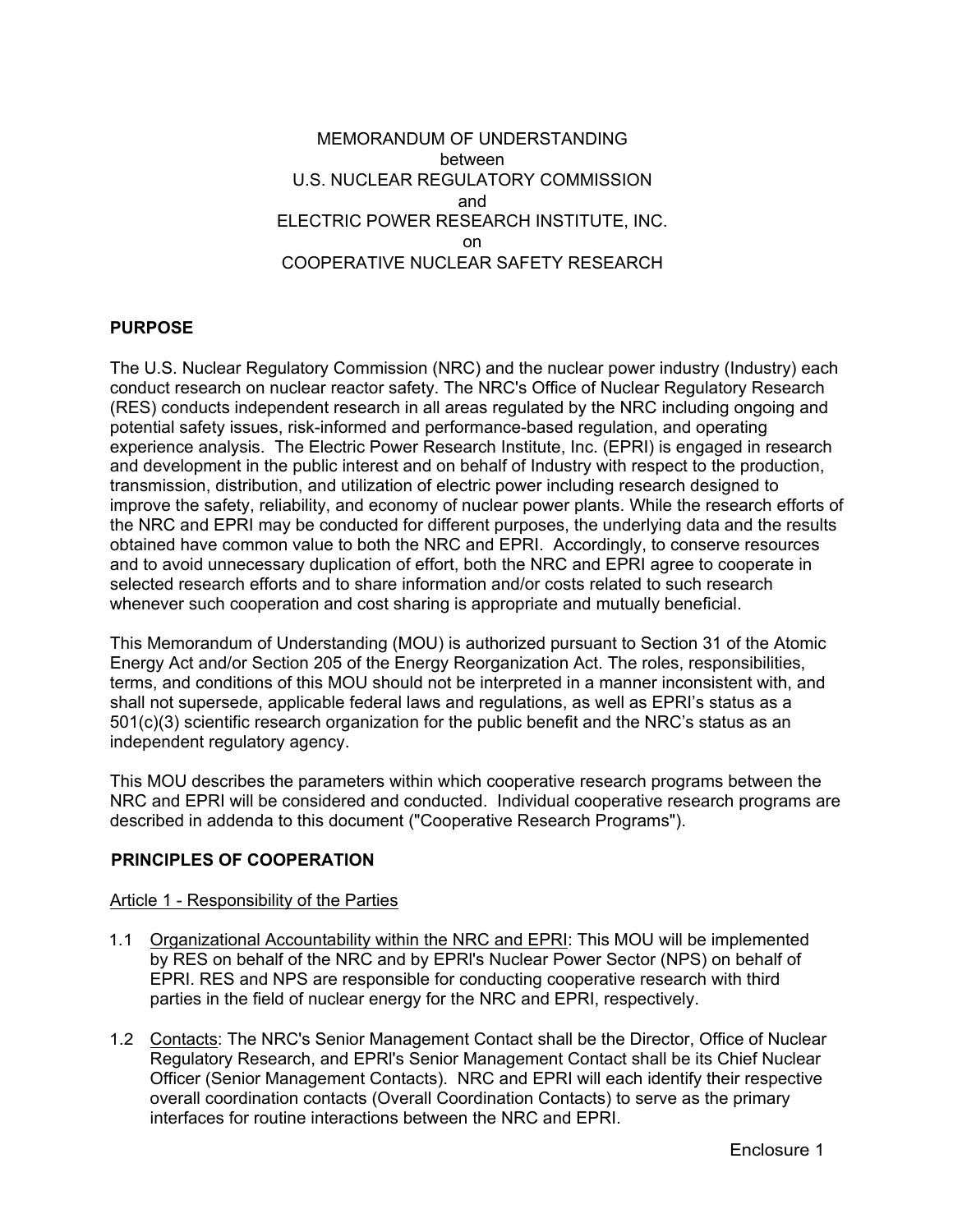MEMORANDUM OF UNDERSTANDING
between
U.S. NUCLEAR REGULATORY COMMISSION
and
ELECTRIC POWER RESEARCH INSTITUTE, INC.
on
COOPERATIVE NUCLEAR SAFETY RESEARCH

## PURPOSE

The U.S. Nuclear Regulatory Commission (NRC) and the nuclear power industry (Industry) each conduct research on nuclear reactor safety. The NRC's Office of Nuclear Regulatory Research (RES) conducts independent research in all areas regulated by the NRC including ongoing and potential safety issues, risk-informed and performance-based regulation, and operating experience analysis. The Electric Power Research Institute, Inc. (EPRI) is engaged in research and development in the public interest and on behalf of Industry with respect to the production, transmission, distribution, and utilization of electric power including research designed to improve the safety, reliability, and economy of nuclear power plants. While the research efforts of the NRC and EPRI may be conducted for different purposes, the underlying data and the results obtained have common value to both the NRC and EPRI. Accordingly, to conserve resources and to avoid unnecessary duplication of effort, both the NRC and EPRI agree to cooperate in selected research efforts and to share information and/or costs related to such research whenever such cooperation and cost sharing is appropriate and mutually beneficial.

This Memorandum of Understanding (MOU) is authorized pursuant to Section 31 of the Atomic Energy Act and/or Section 205 of the Energy Reorganization Act. The roles, responsibilities, terms, and conditions of this MOU should not be interpreted in a manner inconsistent with, and shall not supersede, applicable federal laws and regulations, as well as EPRI's status as a 501(c)(3) scientific research organization for the public benefit and the NRC's status as an independent regulatory agency.

This MOU describes the parameters within which cooperative research programs between the NRC and EPRI will be considered and conducted. Individual cooperative research programs are described in addenda to this document ("Cooperative Research Programs").

## PRINCIPLES OF COOPERATION

Article 1 - Responsibility of the Parties

1.1 Organizational Accountability within the NRC and EPRI: This MOU will be implemented by RES on behalf of the NRC and by EPRI's Nuclear Power Sector (NPS) on behalf of EPRI. RES and NPS are responsible for conducting cooperative research with third parties in the field of nuclear energy for the NRC and EPRI, respectively.

1.2 Contacts: The NRC's Senior Management Contact shall be the Director, Office of Nuclear Regulatory Research, and EPRI's Senior Management Contact shall be its Chief Nuclear Officer (Senior Management Contacts). NRC and EPRI will each identify their respective overall coordination contacts (Overall Coordination Contacts) to serve as the primary interfaces for routine interactions between the NRC and EPRI.

Enclosure 1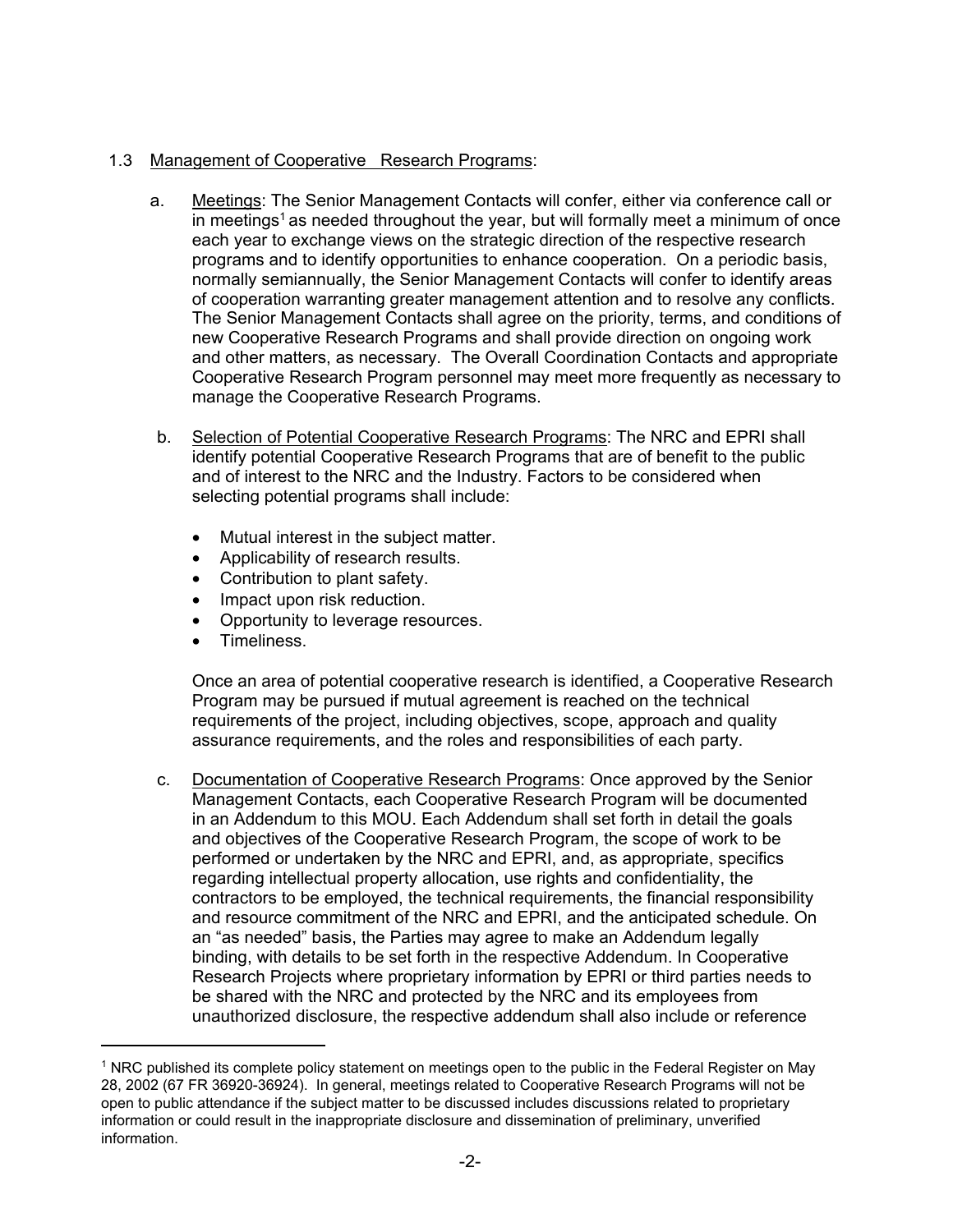1.3 Management of Cooperative Research Programs:

a. Meetings: The Senior Management Contacts will confer, either via conference call or in meetings[1] as needed throughout the year, but will formally meet a minimum of once each year to exchange views on the strategic direction of the respective research programs and to identify opportunities to enhance cooperation. On a periodic basis, normally semiannually, the Senior Management Contacts will confer to identify areas of cooperation warranting greater management attention and to resolve any conflicts. The Senior Management Contacts shall agree on the priority, terms, and conditions of new Cooperative Research Programs and shall provide direction on ongoing work and other matters, as necessary. The Overall Coordination Contacts and appropriate Cooperative Research Program personnel may meet more frequently as necessary to manage the Cooperative Research Programs.

b. Selection of Potential Cooperative Research Programs: The NRC and EPRI shall identify potential Cooperative Research Programs that are of benefit to the public and of interest to the NRC and the Industry. Factors to be considered when selecting potential programs shall include:

- Mutual interest in the subject matter.
- Applicability of research results.
- Contribution to plant safety.
- Impact upon risk reduction.
- Opportunity to leverage resources.
- Timeliness.

Once an area of potential cooperative research is identified, a Cooperative Research Program may be pursued if mutual agreement is reached on the technical requirements of the project, including objectives, scope, approach and quality assurance requirements, and the roles and responsibilities of each party.

c. Documentation of Cooperative Research Programs: Once approved by the Senior Management Contacts, each Cooperative Research Program will be documented in an Addendum to this MOU. Each Addendum shall set forth in detail the goals and objectives of the Cooperative Research Program, the scope of work to be performed or undertaken by the NRC and EPRI, and, as appropriate, specifics regarding intellectual property allocation, use rights and confidentiality, the contractors to be employed, the technical requirements, the financial responsibility and resource commitment of the NRC and EPRI, and the anticipated schedule. On an "as needed" basis, the Parties may agree to make an Addendum legally binding, with details to be set forth in the respective Addendum. In Cooperative Research Projects where proprietary information by EPRI or third parties needs to be shared with the NRC and protected by the NRC and its employees from unauthorized disclosure, the respective addendum shall also include or reference

---

[1] NRC published its complete policy statement on meetings open to the public in the Federal Register on May 28, 2002 (67 FR 36920-36924). In general, meetings related to Cooperative Research Programs will not be open to public attendance if the subject matter to be discussed includes discussions related to proprietary information or could result in the inappropriate disclosure and dissemination of preliminary, unverified information.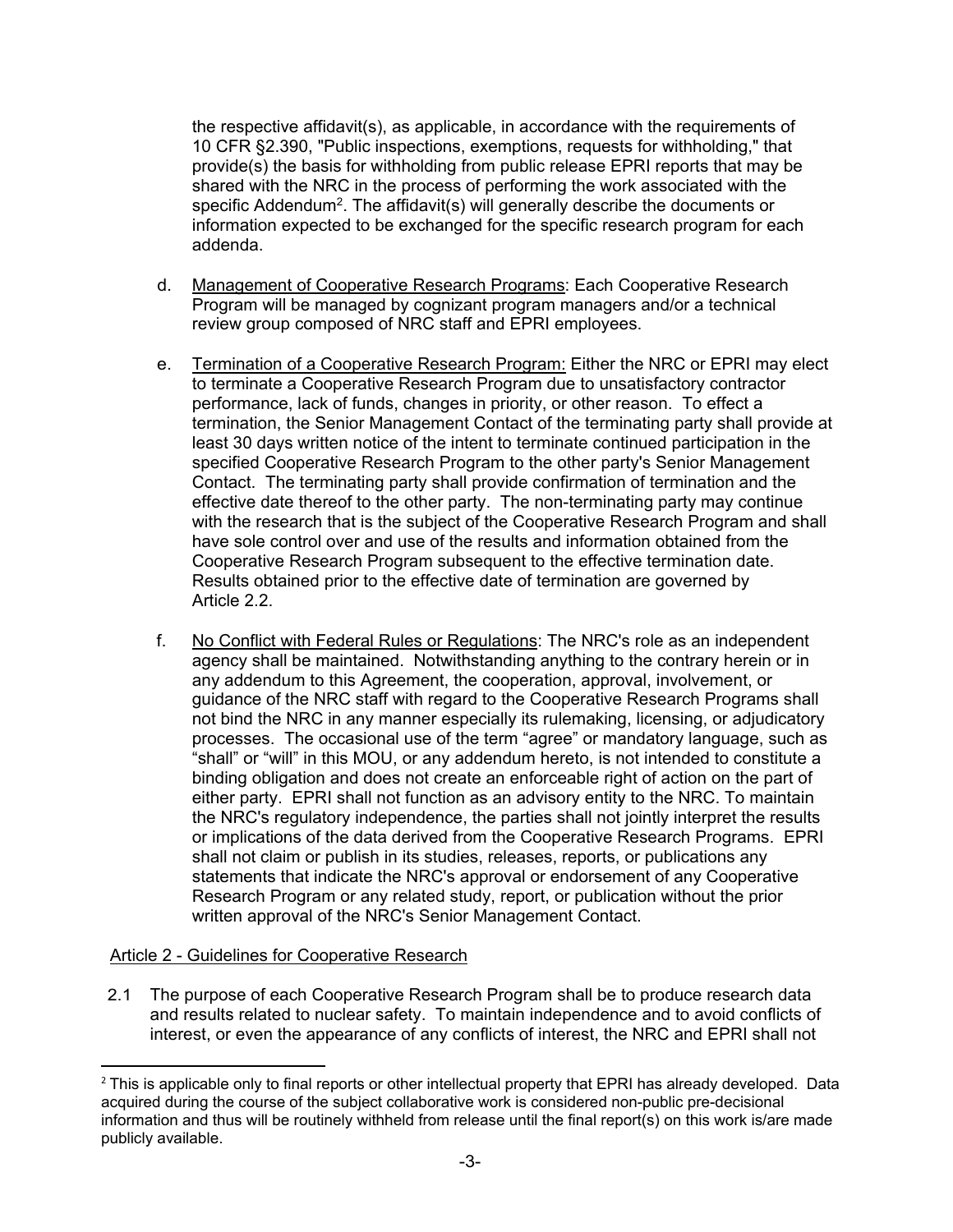the respective affidavit(s), as applicable, in accordance with the requirements of 10 CFR §2.390, "Public inspections, exemptions, requests for withholding," that provide(s) the basis for withholding from public release EPRI reports that may be shared with the NRC in the process of performing the work associated with the specific Addendum[2]. The affidavit(s) will generally describe the documents or information expected to be exchanged for the specific research program for each addenda.

d. Management of Cooperative Research Programs: Each Cooperative Research Program will be managed by cognizant program managers and/or a technical review group composed of NRC staff and EPRI employees.

e. Termination of a Cooperative Research Program: Either the NRC or EPRI may elect to terminate a Cooperative Research Program due to unsatisfactory contractor performance, lack of funds, changes in priority, or other reason. To effect a termination, the Senior Management Contact of the terminating party shall provide at least 30 days written notice of the intent to terminate continued participation in the specified Cooperative Research Program to the other party's Senior Management Contact. The terminating party shall provide confirmation of termination and the effective date thereof to the other party. The non-terminating party may continue with the research that is the subject of the Cooperative Research Program and shall have sole control over and use of the results and information obtained from the Cooperative Research Program subsequent to the effective termination date. Results obtained prior to the effective date of termination are governed by Article 2.2.

f. No Conflict with Federal Rules or Regulations: The NRC's role as an independent agency shall be maintained. Notwithstanding anything to the contrary herein or in any addendum to this Agreement, the cooperation, approval, involvement, or guidance of the NRC staff with regard to the Cooperative Research Programs shall not bind the NRC in any manner especially its rulemaking, licensing, or adjudicatory processes. The occasional use of the term "agree" or mandatory language, such as "shall" or "will" in this MOU, or any addendum hereto, is not intended to constitute a binding obligation and does not create an enforceable right of action on the part of either party. EPRI shall not function as an advisory entity to the NRC. To maintain the NRC's regulatory independence, the parties shall not jointly interpret the results or implications of the data derived from the Cooperative Research Programs. EPRI shall not claim or publish in its studies, releases, reports, or publications any statements that indicate the NRC's approval or endorsement of any Cooperative Research Program or any related study, report, or publication without the prior written approval of the NRC's Senior Management Contact.

## Article 2 - Guidelines for Cooperative Research

2.1 The purpose of each Cooperative Research Program shall be to produce research data and results related to nuclear safety. To maintain independence and to avoid conflicts of interest, or even the appearance of any conflicts of interest, the NRC and EPRI shall not

[2] This is applicable only to final reports or other intellectual property that EPRI has already developed. Data acquired during the course of the subject collaborative work is considered non-public pre-decisional information and thus will be routinely withheld from release until the final report(s) on this work is/are made publicly available.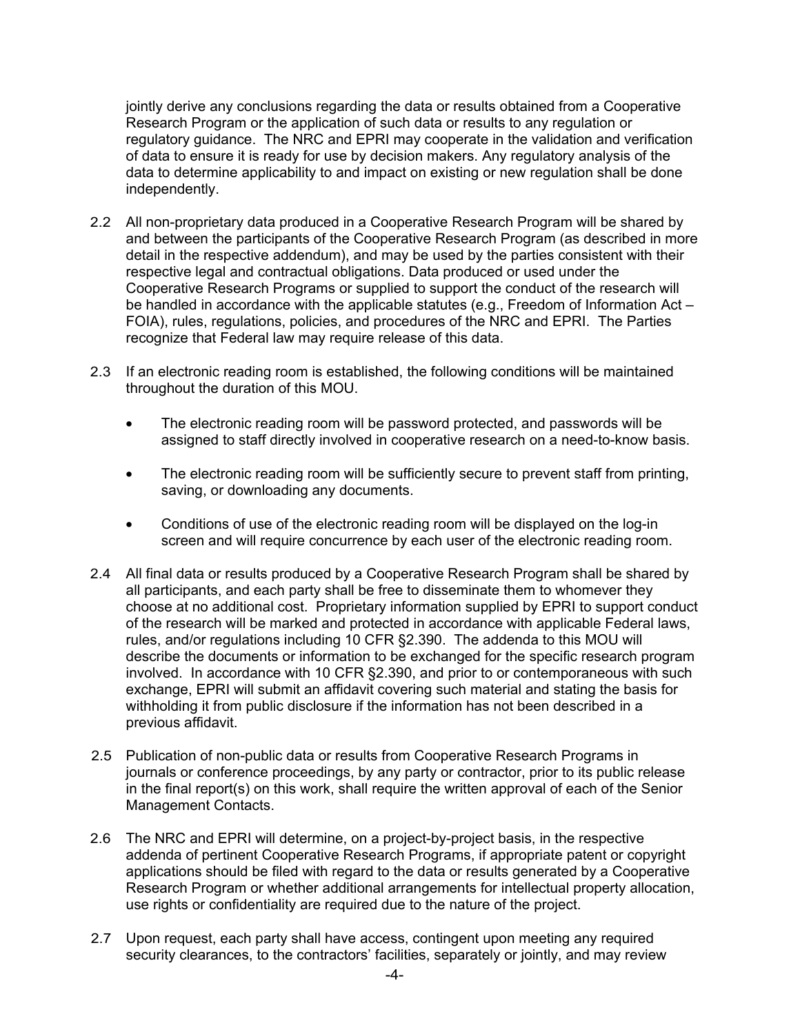jointly derive any conclusions regarding the data or results obtained from a Cooperative Research Program or the application of such data or results to any regulation or regulatory guidance. The NRC and EPRI may cooperate in the validation and verification of data to ensure it is ready for use by decision makers. Any regulatory analysis of the data to determine applicability to and impact on existing or new regulation shall be done independently.

2.2 All non-proprietary data produced in a Cooperative Research Program will be shared by and between the participants of the Cooperative Research Program (as described in more detail in the respective addendum), and may be used by the parties consistent with their respective legal and contractual obligations. Data produced or used under the Cooperative Research Programs or supplied to support the conduct of the research will be handled in accordance with the applicable statutes (e.g., Freedom of Information Act – FOIA), rules, regulations, policies, and procedures of the NRC and EPRI. The Parties recognize that Federal law may require release of this data.

2.3 If an electronic reading room is established, the following conditions will be maintained throughout the duration of this MOU.

- The electronic reading room will be password protected, and passwords will be assigned to staff directly involved in cooperative research on a need-to-know basis.
- The electronic reading room will be sufficiently secure to prevent staff from printing, saving, or downloading any documents.
- Conditions of use of the electronic reading room will be displayed on the log-in screen and will require concurrence by each user of the electronic reading room.

2.4 All final data or results produced by a Cooperative Research Program shall be shared by all participants, and each party shall be free to disseminate them to whomever they choose at no additional cost. Proprietary information supplied by EPRI to support conduct of the research will be marked and protected in accordance with applicable Federal laws, rules, and/or regulations including 10 CFR §2.390. The addenda to this MOU will describe the documents or information to be exchanged for the specific research program involved. In accordance with 10 CFR §2.390, and prior to or contemporaneous with such exchange, EPRI will submit an affidavit covering such material and stating the basis for withholding it from public disclosure if the information has not been described in a previous affidavit.

2.5 Publication of non-public data or results from Cooperative Research Programs in journals or conference proceedings, by any party or contractor, prior to its public release in the final report(s) on this work, shall require the written approval of each of the Senior Management Contacts.

2.6 The NRC and EPRI will determine, on a project-by-project basis, in the respective addenda of pertinent Cooperative Research Programs, if appropriate patent or copyright applications should be filed with regard to the data or results generated by a Cooperative Research Program or whether additional arrangements for intellectual property allocation, use rights or confidentiality are required due to the nature of the project.

2.7 Upon request, each party shall have access, contingent upon meeting any required security clearances, to the contractors' facilities, separately or jointly, and may review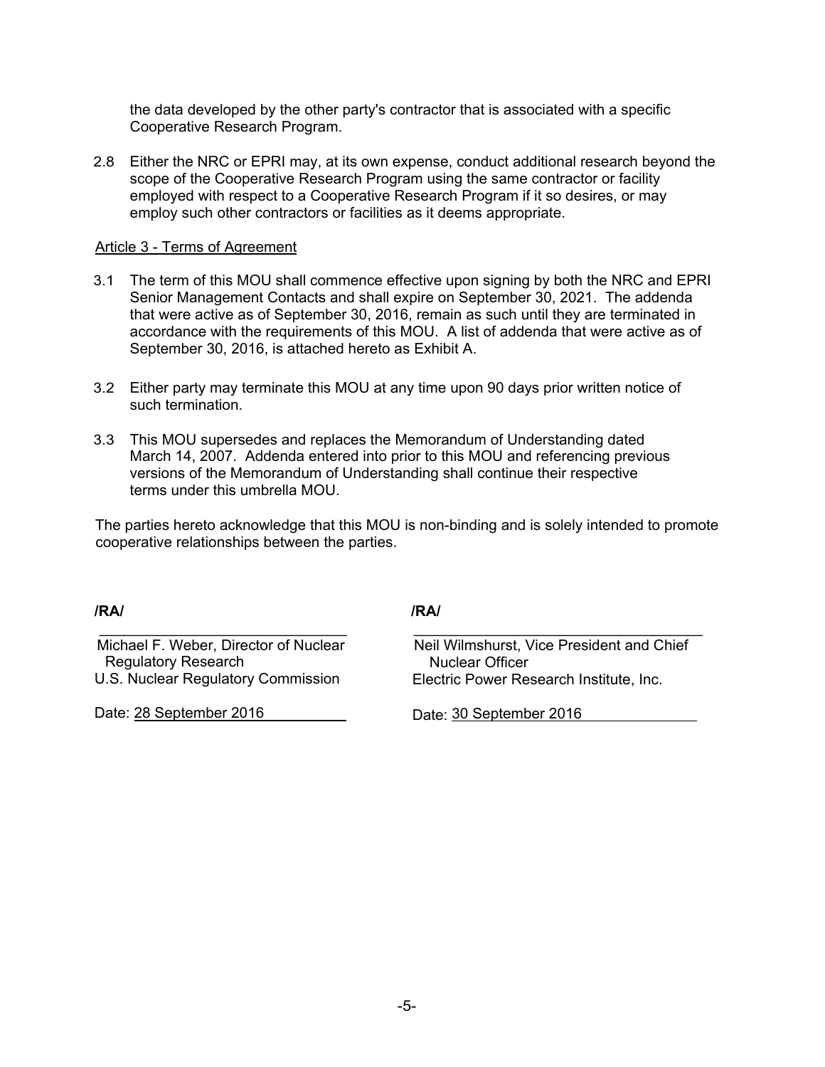the data developed by the other party's contractor that is associated with a specific Cooperative Research Program.

2.8 Either the NRC or EPRI may, at its own expense, conduct additional research beyond the scope of the Cooperative Research Program using the same contractor or facility employed with respect to a Cooperative Research Program if it so desires, or may employ such other contractors or facilities as it deems appropriate.

Article 3 - Terms of Agreement

3.1 The term of this MOU shall commence effective upon signing by both the NRC and EPRI Senior Management Contacts and shall expire on September 30, 2021. The addenda that were active as of September 30, 2016, remain as such until they are terminated in accordance with the requirements of this MOU. A list of addenda that were active as of September 30, 2016, is attached hereto as Exhibit A.

3.2 Either party may terminate this MOU at any time upon 90 days prior written notice of such termination.

3.3 This MOU supersedes and replaces the Memorandum of Understanding dated March 14, 2007. Addenda entered into prior to this MOU and referencing previous versions of the Memorandum of Understanding shall continue their respective terms under this umbrella MOU.

The parties hereto acknowledge that this MOU is non-binding and is solely intended to promote cooperative relationships between the parties.

**/RA/**

Michael F. Weber, Director of Nuclear Regulatory Research
U.S. Nuclear Regulatory Commission

Date: 28 September 2016

**/RA/**

Neil Wilmshurst, Vice President and Chief Nuclear Officer
Electric Power Research Institute, Inc.

Date: 30 September 2016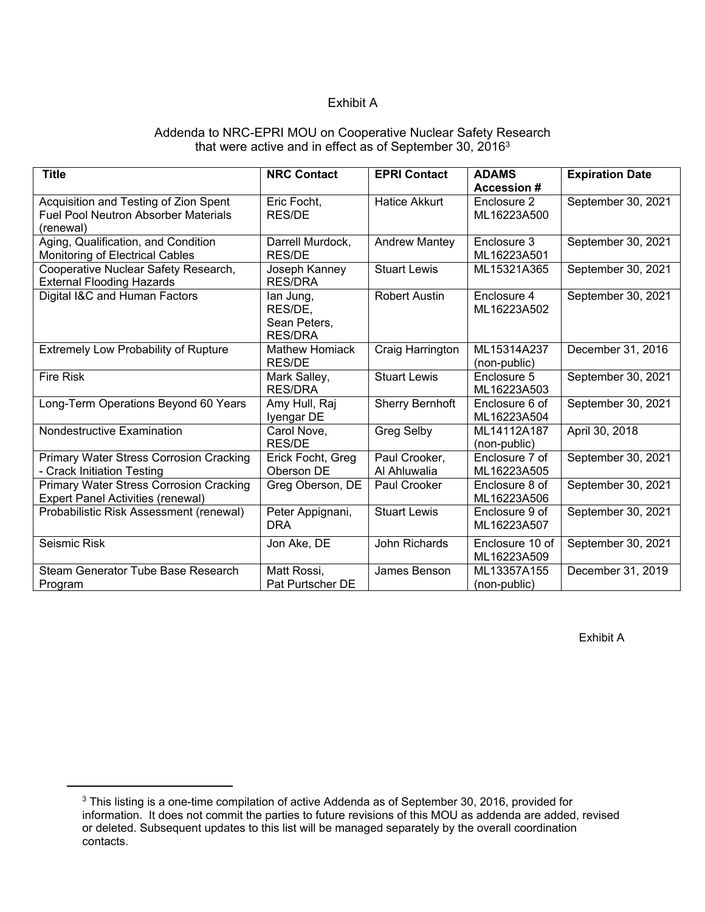# Exhibit A

## Addenda to NRC-EPRI MOU on Cooperative Nuclear Safety Research that were active and in effect as of September 30, 2016[3]

| Title | NRC Contact | EPRI Contact | ADAMS Accession # | Expiration Date |
|---|---|---|---|---|
| Acquisition and Testing of Zion Spent Fuel Pool Neutron Absorber Materials (renewal) | Eric Focht, RES/DE | Hatice Akkurt | Enclosure 2 ML16223A500 | September 30, 2021 |
| Aging, Qualification, and Condition Monitoring of Electrical Cables | Darrell Murdock, RES/DE | Andrew Mantey | Enclosure 3 ML16223A501 | September 30, 2021 |
| Cooperative Nuclear Safety Research, External Flooding Hazards | Joseph Kanney RES/DRA | Stuart Lewis | ML15321A365 | September 30, 2021 |
| Digital I&C and Human Factors | Ian Jung, RES/DE, Sean Peters, RES/DRA | Robert Austin | Enclosure 4 ML16223A502 | September 30, 2021 |
| Extremely Low Probability of Rupture | Mathew Homiack RES/DE | Craig Harrington | ML15314A237 (non-public) | December 31, 2016 |
| Fire Risk | Mark Salley, RES/DRA | Stuart Lewis | Enclosure 5 ML16223A503 | September 30, 2021 |
| Long-Term Operations Beyond 60 Years | Amy Hull, Raj Iyengar DE | Sherry Bernhoft | Enclosure 6 of ML16223A504 | September 30, 2021 |
| Nondestructive Examination | Carol Nove, RES/DE | Greg Selby | ML14112A187 (non-public) | April 30, 2018 |
| Primary Water Stress Corrosion Cracking - Crack Initiation Testing | Erick Focht, Greg Oberson DE | Paul Crooker, Al Ahluwalia | Enclosure 7 of ML16223A505 | September 30, 2021 |
| Primary Water Stress Corrosion Cracking Expert Panel Activities (renewal) | Greg Oberson, DE | Paul Crooker | Enclosure 8 of ML16223A506 | September 30, 2021 |
| Probabilistic Risk Assessment (renewal) | Peter Appignani, DRA | Stuart Lewis | Enclosure 9 of ML16223A507 | September 30, 2021 |
| Seismic Risk | Jon Ake, DE | John Richards | Enclosure 10 of ML16223A509 | September 30, 2021 |
| Steam Generator Tube Base Research Program | Matt Rossi, Pat Purtscher DE | James Benson | ML13357A155 (non-public) | December 31, 2019 |

Exhibit A

[3] This listing is a one-time compilation of active Addenda as of September 30, 2016, provided for information. It does not commit the parties to future revisions of this MOU as addenda are added, revised or deleted. Subsequent updates to this list will be managed separately by the overall coordination contacts.